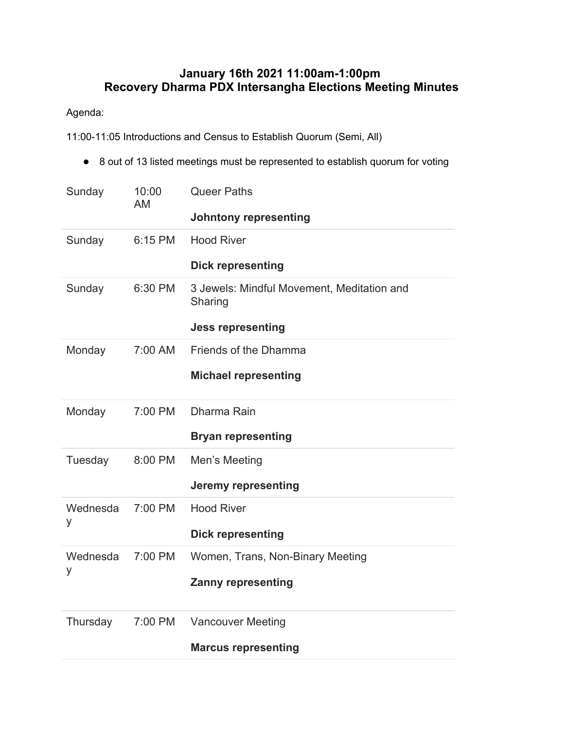# January 16th 2021 11:00am-1:00pm
# Recovery Dharma PDX Intersangha Elections Meeting Minutes

Agenda:

11:00-11:05 Introductions and Census to Establish Quorum (Semi, All)

- 8 out of 13 listed meetings must be represented to establish quorum for voting

| | | |
|---|---|---|
| Sunday | 10:00 AM | Queer Paths<br>**Johntony representing** |
| Sunday | 6:15 PM | Hood River<br>**Dick representing** |
| Sunday | 6:30 PM | 3 Jewels: Mindful Movement, Meditation and Sharing<br>**Jess representing** |
| Monday | 7:00 AM | Friends of the Dhamma<br>**Michael representing** |
| Monday | 7:00 PM | Dharma Rain<br>**Bryan representing** |
| Tuesday | 8:00 PM | Men's Meeting<br>**Jeremy representing** |
| Wednesday | 7:00 PM | Hood River<br>**Dick representing** |
| Wednesday | 7:00 PM | Women, Trans, Non-Binary Meeting<br>**Zanny representing** |
| Thursday | 7:00 PM | Vancouver Meeting<br>**Marcus representing** |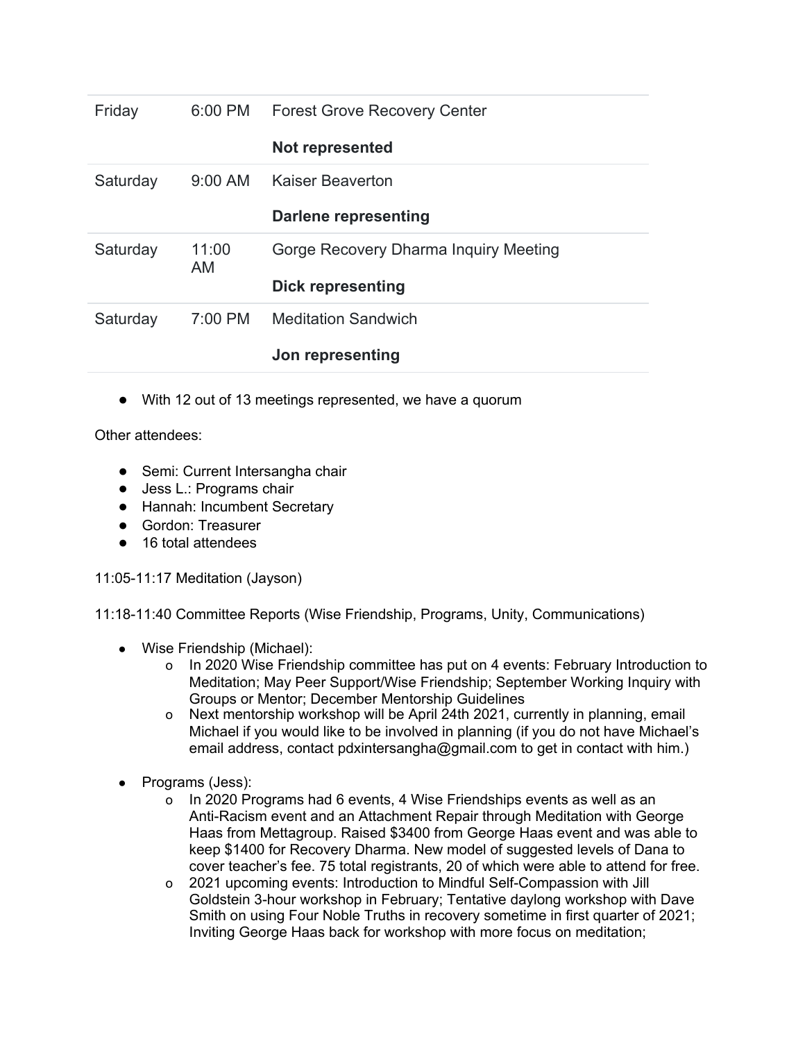| | | |
|---|---|---|
| Friday | 6:00 PM | Forest Grove Recovery Center<br>**Not represented** |
| Saturday | 9:00 AM | Kaiser Beaverton<br>**Darlene representing** |
| Saturday | 11:00 AM | Gorge Recovery Dharma Inquiry Meeting<br>**Dick representing** |
| Saturday | 7:00 PM | Meditation Sandwich<br>**Jon representing** |

- With 12 out of 13 meetings represented, we have a quorum

Other attendees:

- Semi: Current Intersangha chair
- Jess L.: Programs chair
- Hannah: Incumbent Secretary
- Gordon: Treasurer
- 16 total attendees

11:05-11:17 Meditation (Jayson)

11:18-11:40 Committee Reports (Wise Friendship, Programs, Unity, Communications)

- Wise Friendship (Michael):
  - In 2020 Wise Friendship committee has put on 4 events: February Introduction to Meditation; May Peer Support/Wise Friendship; September Working Inquiry with Groups or Mentor; December Mentorship Guidelines
  - Next mentorship workshop will be April 24th 2021, currently in planning, email Michael if you would like to be involved in planning (if you do not have Michael's email address, contact pdxintersangha@gmail.com to get in contact with him.)

- Programs (Jess):
  - In 2020 Programs had 6 events, 4 Wise Friendships events as well as an Anti-Racism event and an Attachment Repair through Meditation with George Haas from Mettagroup. Raised $3400 from George Haas event and was able to keep $1400 for Recovery Dharma. New model of suggested levels of Dana to cover teacher's fee. 75 total registrants, 20 of which were able to attend for free.
  - 2021 upcoming events: Introduction to Mindful Self-Compassion with Jill Goldstein 3-hour workshop in February; Tentative daylong workshop with Dave Smith on using Four Noble Truths in recovery sometime in first quarter of 2021; Inviting George Haas back for workshop with more focus on meditation;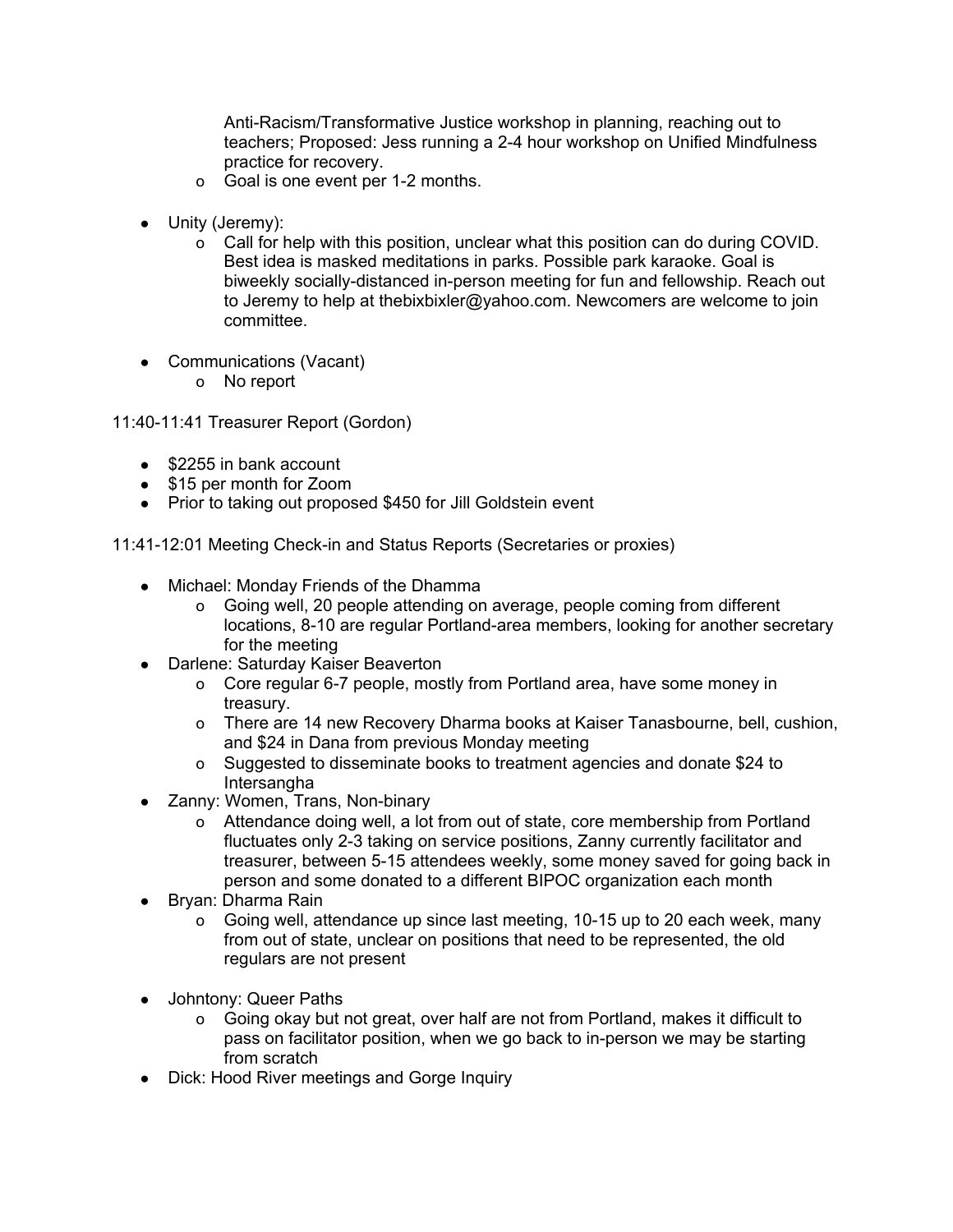- Anti-Racism/Transformative Justice workshop in planning, reaching out to teachers; Proposed: Jess running a 2-4 hour workshop on Unified Mindfulness practice for recovery.
  - Goal is one event per 1-2 months.

- Unity (Jeremy):
  - Call for help with this position, unclear what this position can do during COVID. Best idea is masked meditations in parks. Possible park karaoke. Goal is biweekly socially-distanced in-person meeting for fun and fellowship. Reach out to Jeremy to help at thebixbixler@yahoo.com. Newcomers are welcome to join committee.

- Communications (Vacant)
  - No report

11:40-11:41 Treasurer Report (Gordon)

- $2255 in bank account
- $15 per month for Zoom
- Prior to taking out proposed $450 for Jill Goldstein event

11:41-12:01 Meeting Check-in and Status Reports (Secretaries or proxies)

- Michael: Monday Friends of the Dhamma
  - Going well, 20 people attending on average, people coming from different locations, 8-10 are regular Portland-area members, looking for another secretary for the meeting
- Darlene: Saturday Kaiser Beaverton
  - Core regular 6-7 people, mostly from Portland area, have some money in treasury.
  - There are 14 new Recovery Dharma books at Kaiser Tanasbourne, bell, cushion, and $24 in Dana from previous Monday meeting
  - Suggested to disseminate books to treatment agencies and donate $24 to Intersangha
- Zanny: Women, Trans, Non-binary
  - Attendance doing well, a lot from out of state, core membership from Portland fluctuates only 2-3 taking on service positions, Zanny currently facilitator and treasurer, between 5-15 attendees weekly, some money saved for going back in person and some donated to a different BIPOC organization each month
- Bryan: Dharma Rain
  - Going well, attendance up since last meeting, 10-15 up to 20 each week, many from out of state, unclear on positions that need to be represented, the old regulars are not present

- Johntony: Queer Paths
  - Going okay but not great, over half are not from Portland, makes it difficult to pass on facilitator position, when we go back to in-person we may be starting from scratch
- Dick: Hood River meetings and Gorge Inquiry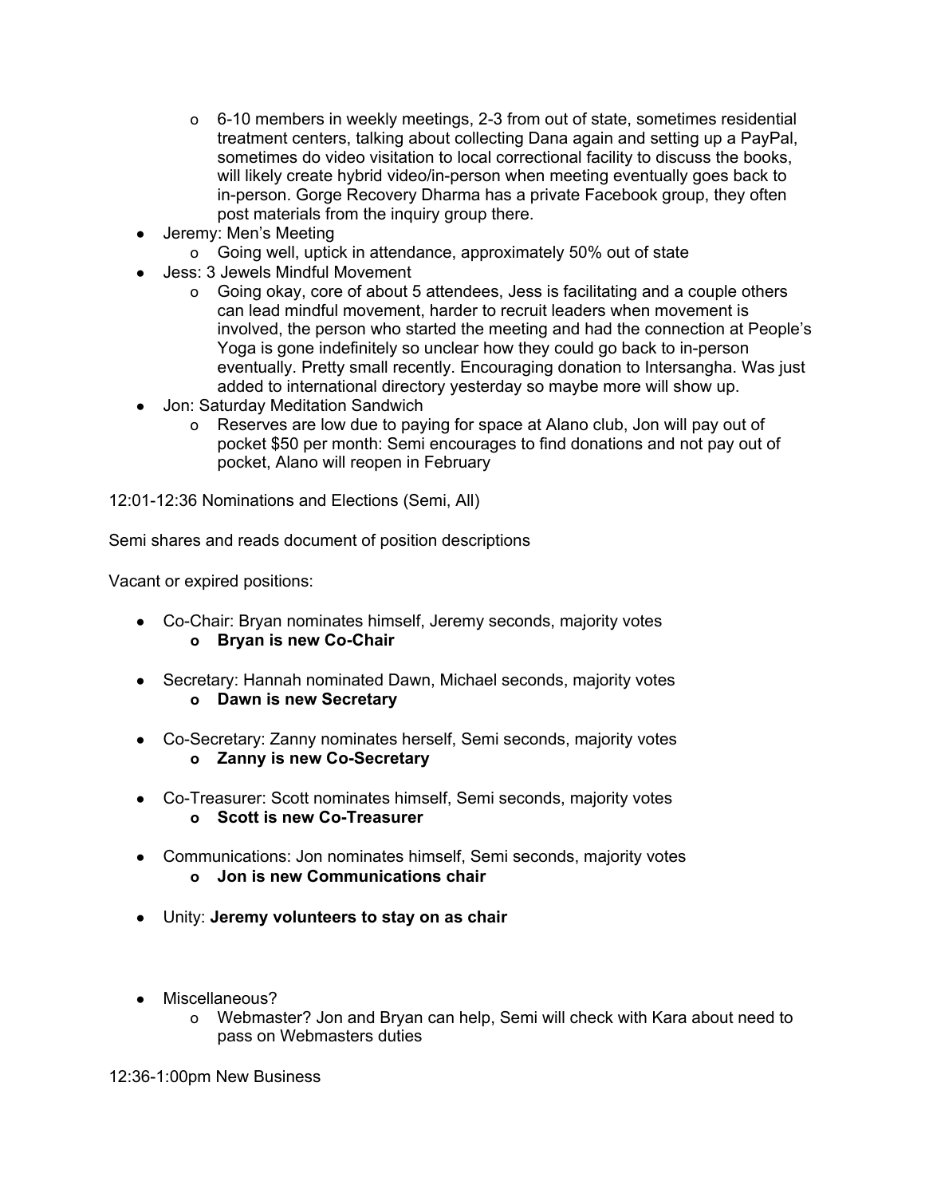- 6-10 members in weekly meetings, 2-3 from out of state, sometimes residential treatment centers, talking about collecting Dana again and setting up a PayPal, sometimes do video visitation to local correctional facility to discuss the books, will likely create hybrid video/in-person when meeting eventually goes back to in-person. Gorge Recovery Dharma has a private Facebook group, they often post materials from the inquiry group there.

- Jeremy: Men's Meeting
  - Going well, uptick in attendance, approximately 50% out of state
- Jess: 3 Jewels Mindful Movement
  - Going okay, core of about 5 attendees, Jess is facilitating and a couple others can lead mindful movement, harder to recruit leaders when movement is involved, the person who started the meeting and had the connection at People's Yoga is gone indefinitely so unclear how they could go back to in-person eventually. Pretty small recently. Encouraging donation to Intersangha. Was just added to international directory yesterday so maybe more will show up.
- Jon: Saturday Meditation Sandwich
  - Reserves are low due to paying for space at Alano club, Jon will pay out of pocket $50 per month: Semi encourages to find donations and not pay out of pocket, Alano will reopen in February

12:01-12:36 Nominations and Elections (Semi, All)

Semi shares and reads document of position descriptions

Vacant or expired positions:

- Co-Chair: Bryan nominates himself, Jeremy seconds, majority votes
  - **Bryan is new Co-Chair**
- Secretary: Hannah nominated Dawn, Michael seconds, majority votes
  - **Dawn is new Secretary**
- Co-Secretary: Zanny nominates herself, Semi seconds, majority votes
  - **Zanny is new Co-Secretary**
- Co-Treasurer: Scott nominates himself, Semi seconds, majority votes
  - **Scott is new Co-Treasurer**
- Communications: Jon nominates himself, Semi seconds, majority votes
  - **Jon is new Communications chair**
- Unity: **Jeremy volunteers to stay on as chair**
- Miscellaneous?
  - Webmaster? Jon and Bryan can help, Semi will check with Kara about need to pass on Webmasters duties

12:36-1:00pm New Business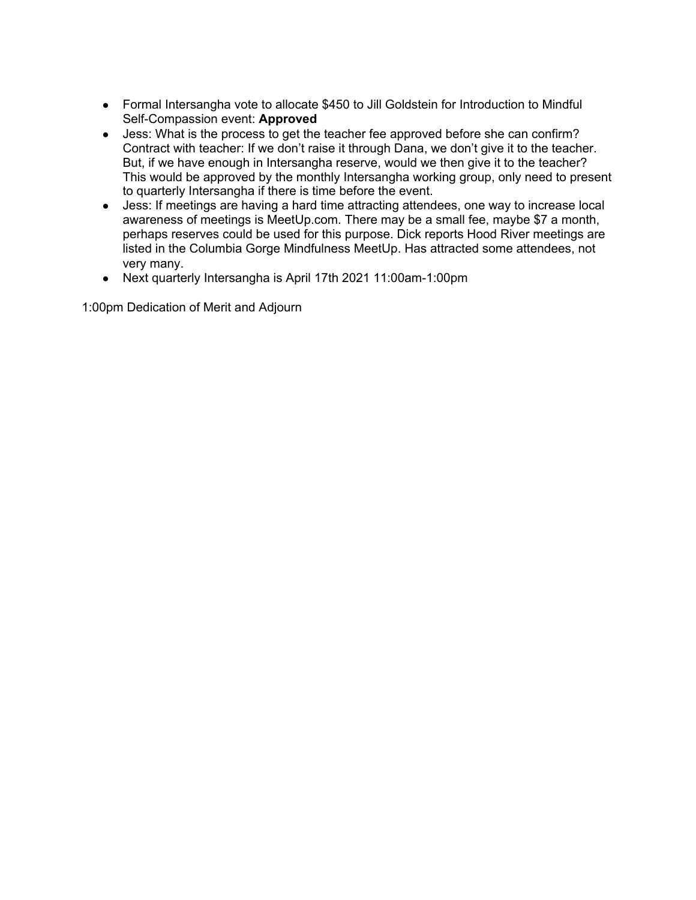- Formal Intersangha vote to allocate $450 to Jill Goldstein for Introduction to Mindful Self-Compassion event: **Approved**
- Jess: What is the process to get the teacher fee approved before she can confirm? Contract with teacher: If we don't raise it through Dana, we don't give it to the teacher. But, if we have enough in Intersangha reserve, would we then give it to the teacher? This would be approved by the monthly Intersangha working group, only need to present to quarterly Intersangha if there is time before the event.
- Jess: If meetings are having a hard time attracting attendees, one way to increase local awareness of meetings is MeetUp.com. There may be a small fee, maybe $7 a month, perhaps reserves could be used for this purpose. Dick reports Hood River meetings are listed in the Columbia Gorge Mindfulness MeetUp. Has attracted some attendees, not very many.
- Next quarterly Intersangha is April 17th 2021 11:00am-1:00pm

1:00pm Dedication of Merit and Adjourn